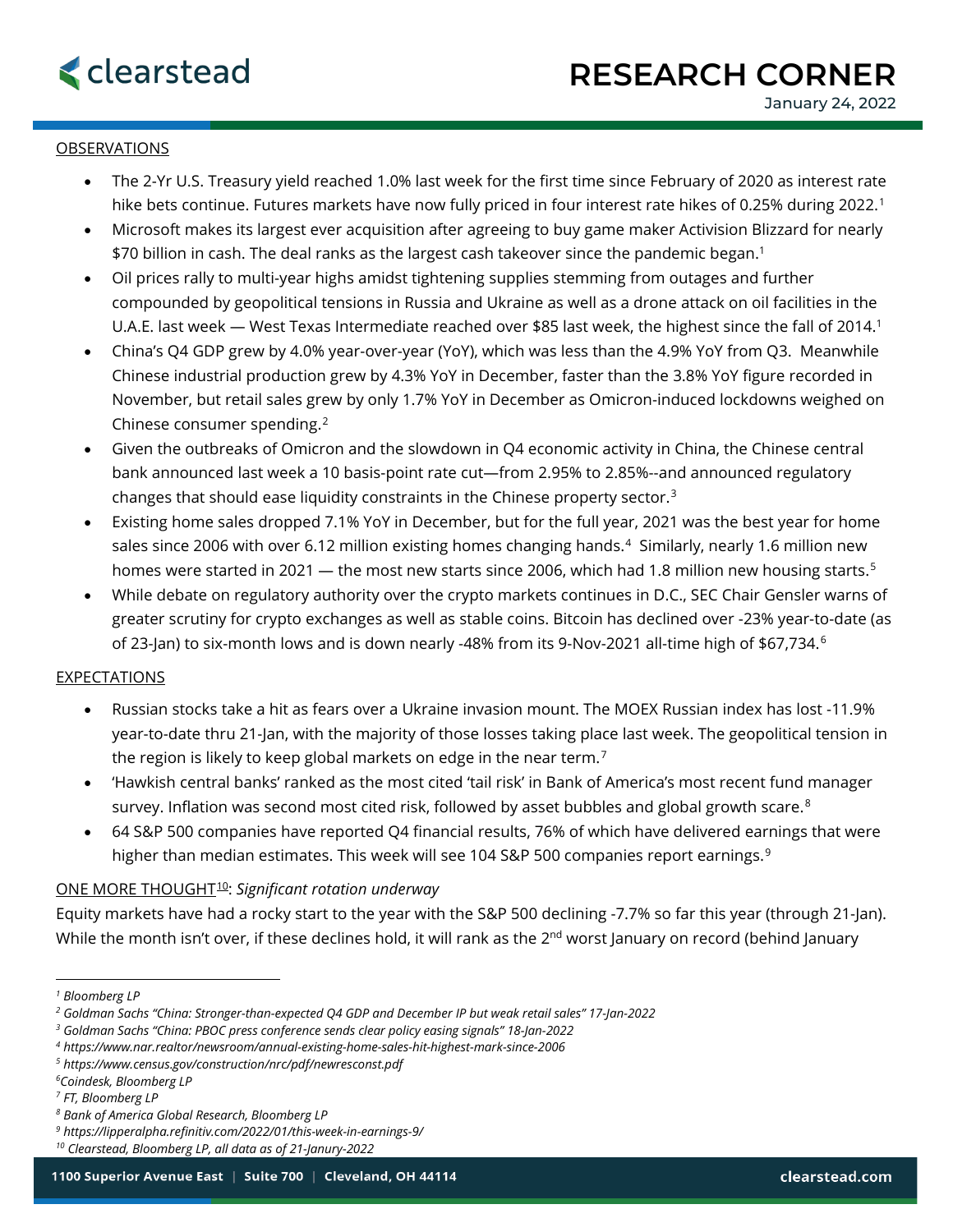# RESEARCH CORNER

January 24, 2022

## OBSERVATIONS

- The 2-Yr U.S. Treasury yield reached 1.0% last week for the first time since February of 2020 as interest rate hike bets continue. Futures markets have now fully priced in four interest rate hikes of 0.25% during 2022.[1]
- Microsoft makes its largest ever acquisition after agreeing to buy game maker Activision Blizzard for nearly $70 billion in cash. The deal ranks as the largest cash takeover since the pandemic began.[1]
- Oil prices rally to multi-year highs amidst tightening supplies stemming from outages and further compounded by geopolitical tensions in Russia and Ukraine as well as a drone attack on oil facilities in the U.A.E. last week — West Texas Intermediate reached over $85 last week, the highest since the fall of 2014.[1]
- China's Q4 GDP grew by 4.0% year-over-year (YoY), which was less than the 4.9% YoY from Q3. Meanwhile Chinese industrial production grew by 4.3% YoY in December, faster than the 3.8% YoY figure recorded in November, but retail sales grew by only 1.7% YoY in December as Omicron-induced lockdowns weighed on Chinese consumer spending.[2]
- Given the outbreaks of Omicron and the slowdown in Q4 economic activity in China, the Chinese central bank announced last week a 10 basis-point rate cut—from 2.95% to 2.85%--and announced regulatory changes that should ease liquidity constraints in the Chinese property sector.[3]
- Existing home sales dropped 7.1% YoY in December, but for the full year, 2021 was the best year for home sales since 2006 with over 6.12 million existing homes changing hands.[4] Similarly, nearly 1.6 million new homes were started in 2021 — the most new starts since 2006, which had 1.8 million new housing starts.[5]
- While debate on regulatory authority over the crypto markets continues in D.C., SEC Chair Gensler warns of greater scrutiny for crypto exchanges as well as stable coins. Bitcoin has declined over -23% year-to-date (as of 23-Jan) to six-month lows and is down nearly -48% from its 9-Nov-2021 all-time high of $67,734.[6]

## EXPECTATIONS

- Russian stocks take a hit as fears over a Ukraine invasion mount. The MOEX Russian index has lost -11.9% year-to-date thru 21-Jan, with the majority of those losses taking place last week. The geopolitical tension in the region is likely to keep global markets on edge in the near term.[7]
- 'Hawkish central banks' ranked as the most cited 'tail risk' in Bank of America's most recent fund manager survey. Inflation was second most cited risk, followed by asset bubbles and global growth scare.[8]
- 64 S&P 500 companies have reported Q4 financial results, 76% of which have delivered earnings that were higher than median estimates. This week will see 104 S&P 500 companies report earnings.[9]

## ONE MORE THOUGHT[10]: *Significant rotation underway*

Equity markets have had a rocky start to the year with the S&P 500 declining -7.7% so far this year (through 21-Jan). While the month isn't over, if these declines hold, it will rank as the 2nd worst January on record (behind January

---

[1] *Bloomberg LP*
[2] *Goldman Sachs "China: Stronger-than-expected Q4 GDP and December IP but weak retail sales" 17-Jan-2022*
[3] *Goldman Sachs "China: PBOC press conference sends clear policy easing signals" 18-Jan-2022*
[4] *https://www.nar.realtor/newsroom/annual-existing-home-sales-hit-highest-mark-since-2006*
[5] *https://www.census.gov/construction/nrc/pdf/newresconst.pdf*
[6] *Coindesk, Bloomberg LP*
[7] *FT, Bloomberg LP*
[8] *Bank of America Global Research, Bloomberg LP*
[9] *https://lipperalpha.refinitiv.com/2022/01/this-week-in-earnings-9/*
[10] *Clearstead, Bloomberg LP, all data as of 21-Janury-2022*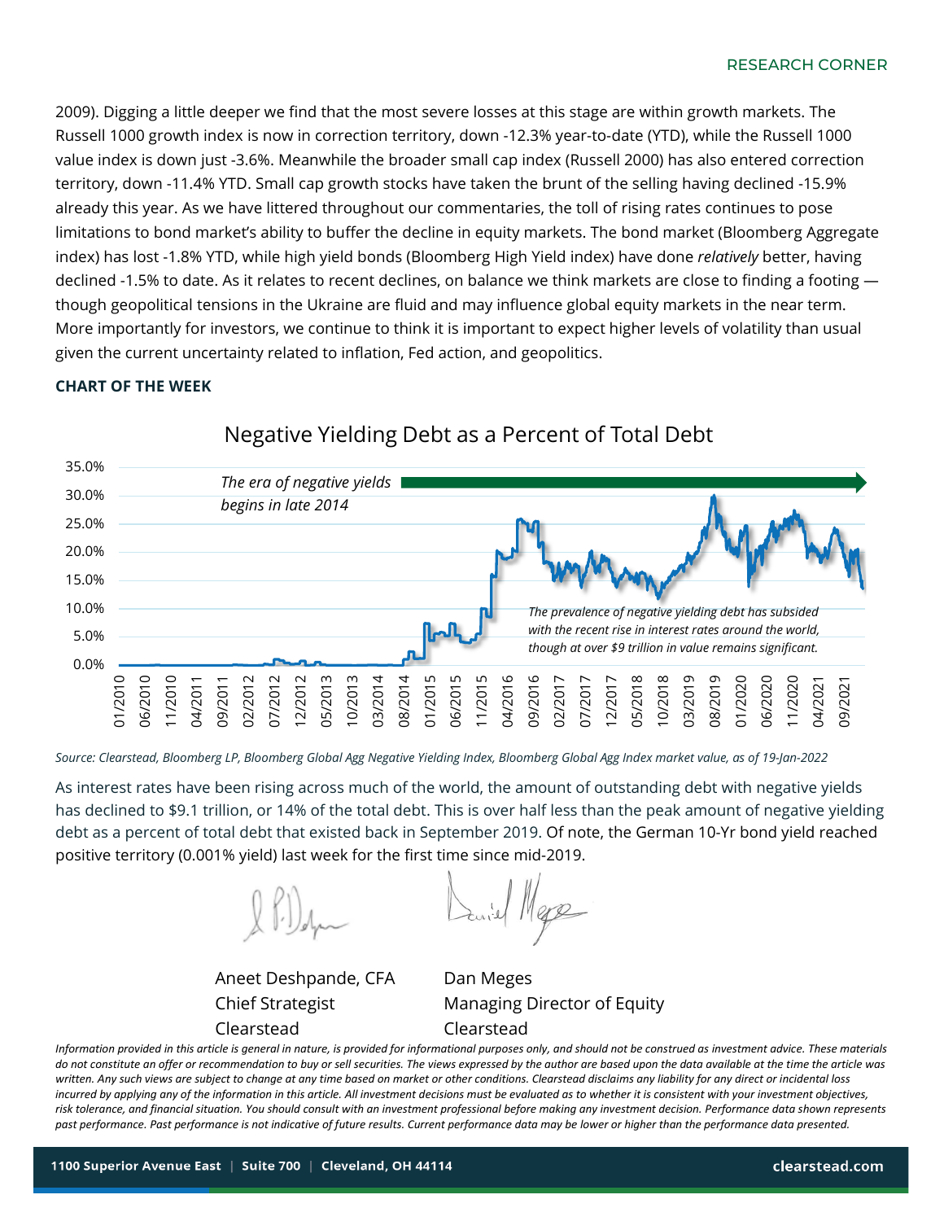2009). Digging a little deeper we find that the most severe losses at this stage are within growth markets. The Russell 1000 growth index is now in correction territory, down -12.3% year-to-date (YTD), while the Russell 1000 value index is down just -3.6%. Meanwhile the broader small cap index (Russell 2000) has also entered correction territory, down -11.4% YTD. Small cap growth stocks have taken the brunt of the selling having declined -15.9% already this year. As we have littered throughout our commentaries, the toll of rising rates continues to pose limitations to bond market's ability to buffer the decline in equity markets. The bond market (Bloomberg Aggregate index) has lost -1.8% YTD, while high yield bonds (Bloomberg High Yield index) have done *relatively* better, having declined -1.5% to date. As it relates to recent declines, on balance we think markets are close to finding a footing — though geopolitical tensions in the Ukraine are fluid and may influence global equity markets in the near term. More importantly for investors, we continue to think it is important to expect higher levels of volatility than usual given the current uncertainty related to inflation, Fed action, and geopolitics.

**CHART OF THE WEEK**

Negative Yielding Debt as a Percent of Total Debt

35.0%
30.0%
25.0%
20.0%
15.0%
10.0%
5.0%
0.0%

*The era of negative yields begins in late 2014*

*The prevalence of negative yielding debt has subsided with the recent rise in interest rates around the world, though at over $9 trillion in value remains significant.*

01/2010 06/2010 11/2010 04/2011 09/2011 02/2012 07/2012 12/2012 05/2013 10/2013 03/2014 08/2014 01/2015 06/2015 11/2015 04/2016 09/2016 02/2017 07/2017 12/2017 05/2018 10/2018 03/2019 08/2019 01/2020 06/2020 11/2020 04/2021 09/2021

*Source: Clearstead, Bloomberg LP, Bloomberg Global Agg Negative Yielding Index, Bloomberg Global Agg Index market value, as of 19-Jan-2022*

As interest rates have been rising across much of the world, the amount of outstanding debt with negative yields has declined to $9.1 trillion, or 14% of the total debt. This is over half less than the peak amount of negative yielding debt as a percent of total debt that existed back in September 2019. Of note, the German 10-Yr bond yield reached positive territory (0.001% yield) last week for the first time since mid-2019.

Aneet Deshpande, CFA
Chief Strategist
Clearstead

Dan Meges
Managing Director of Equity
Clearstead

*Information provided in this article is general in nature, is provided for informational purposes only, and should not be construed as investment advice. These materials do not constitute an offer or recommendation to buy or sell securities. The views expressed by the author are based upon the data available at the time the article was written. Any such views are subject to change at any time based on market or other conditions. Clearstead disclaims any liability for any direct or incidental loss incurred by applying any of the information in this article. All investment decisions must be evaluated as to whether it is consistent with your investment objectives, risk tolerance, and financial situation. You should consult with an investment professional before making any investment decision. Performance data shown represents past performance. Past performance is not indicative of future results. Current performance data may be lower or higher than the performance data presented.*

1100 Superior Avenue East | Suite 700 | Cleveland, OH 44114 clearstead.com